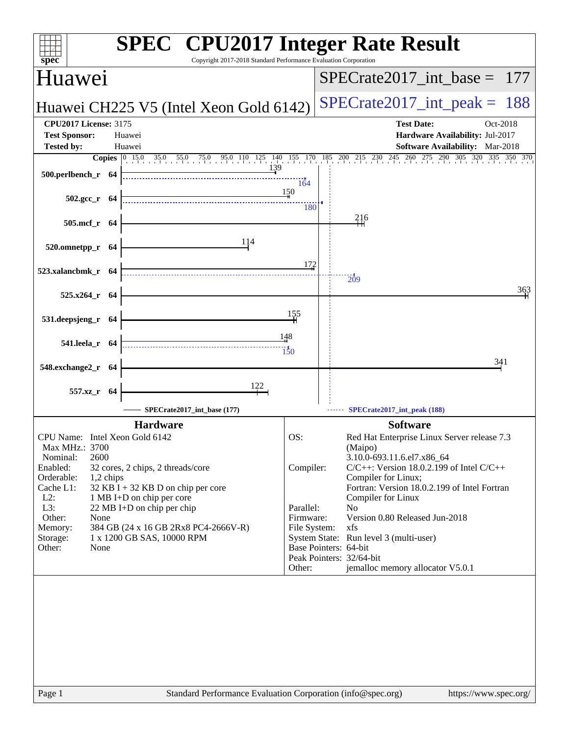# SPEC CPU2017 Integer Rate Result

Copyright 2017-2018 Standard Performance Evaluation Corporation

## Huawei

**Huawei CH225 V5 (Intel Xeon Gold 6142)**

SPECrate2017_int_base = 177

SPECrate2017_int_peak = 188

**CPU2017 License:** 3175
**Test Sponsor:** Huawei
**Tested by:** Huawei

**Test Date:** Oct-2018
**Hardware Availability:** Jul-2017
**Software Availability:** Mar-2018

| Benchmark | Copies | Base | Peak |
|---|---|---|---|
| 500.perlbench_r | 64 | 139 | 164 |
| 502.gcc_r | 64 | 150 | 180 |
| 505.mcf_r | 64 | 216 | |
| 520.omnetpp_r | 64 | 114 | |
| 523.xalancbmk_r | 64 | 172 | 209 |
| 525.x264_r | 64 | 363 | |
| 531.deepsjeng_r | 64 | 155 | |
| 541.leela_r | 64 | 148 | 150 |
| 548.exchange2_r | 64 | 341 | |
| 557.xz_r | 64 | 122 | |

SPECrate2017_int_base (177) — SPECrate2017_int_peak (188)

### Hardware

- CPU Name: Intel Xeon Gold 6142
- Max MHz.: 3700
- Nominal: 2600
- Enabled: 32 cores, 2 chips, 2 threads/core
- Orderable: 1,2 chips
- Cache L1: 32 KB I + 32 KB D on chip per core
- L2: 1 MB I+D on chip per core
- L3: 22 MB I+D on chip per chip
- Other: None
- Memory: 384 GB (24 x 16 GB 2Rx8 PC4-2666V-R)
- Storage: 1 x 1200 GB SAS, 10000 RPM
- Other: None

### Software

- OS: Red Hat Enterprise Linux Server release 7.3 (Maipo) 3.10.0-693.11.6.el7.x86_64
- Compiler: C/C++: Version 18.0.2.199 of Intel C/C++ Compiler for Linux; Fortran: Version 18.0.2.199 of Intel Fortran Compiler for Linux
- Parallel: No
- Firmware: Version 0.80 Released Jun-2018
- File System: xfs
- System State: Run level 3 (multi-user)
- Base Pointers: 64-bit
- Peak Pointers: 32/64-bit
- Other: jemalloc memory allocator V5.0.1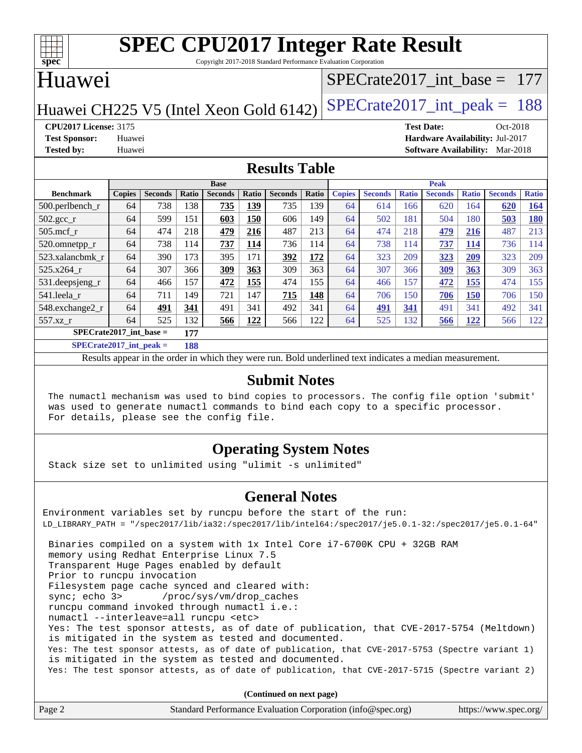# SPEC CPU2017 Integer Rate Result

Copyright 2017-2018 Standard Performance Evaluation Corporation

## Huawei

Huawei CH225 V5 (Intel Xeon Gold 6142)

SPECrate2017_int_base = 177

SPECrate2017_int_peak = 188

**CPU2017 License:** 3175
**Test Sponsor:** Huawei
**Tested by:** Huawei

**Test Date:** Oct-2018
**Hardware Availability:** Jul-2017
**Software Availability:** Mar-2018

## Results Table

| | Base | | | | | | | Peak | | | | | | |
|---|---|---|---|---|---|---|---|---|---|---|---|---|---|---|
| **Benchmark** | **Copies** | **Seconds** | **Ratio** | **Seconds** | **Ratio** | **Seconds** | **Ratio** | **Copies** | **Seconds** | **Ratio** | **Seconds** | **Ratio** | **Seconds** | **Ratio** |
| 500.perlbench_r | 64 | 738 | 138 | **735** | **139** | 735 | 139 | 64 | 614 | 166 | 620 | 164 | **620** | **164** |
| 502.gcc_r | 64 | 599 | 151 | **603** | **150** | 606 | 149 | 64 | 502 | 181 | 504 | 180 | **503** | **180** |
| 505.mcf_r | 64 | 474 | 218 | **479** | **216** | 487 | 213 | 64 | 474 | 218 | **479** | **216** | 487 | 213 |
| 520.omnetpp_r | 64 | 738 | 114 | **737** | **114** | 736 | 114 | 64 | 738 | 114 | **737** | **114** | 736 | 114 |
| 523.xalancbmk_r | 64 | 390 | 173 | 395 | 171 | **392** | **172** | 64 | 323 | 209 | **323** | **209** | 323 | 209 |
| 525.x264_r | 64 | 307 | 366 | **309** | **363** | 309 | 363 | 64 | 307 | 366 | **309** | **363** | 309 | 363 |
| 531.deepsjeng_r | 64 | 466 | 157 | **472** | **155** | 474 | 155 | 64 | 466 | 157 | **472** | **155** | 474 | 155 |
| 541.leela_r | 64 | 711 | 149 | 721 | 147 | **715** | **148** | 64 | 706 | 150 | **706** | **150** | 706 | 150 |
| 548.exchange2_r | 64 | **491** | **341** | 491 | 341 | 492 | 341 | 64 | **491** | **341** | 491 | 341 | 492 | 341 |
| 557.xz_r | 64 | 525 | 132 | **566** | **122** | 566 | 122 | 64 | 525 | 132 | **566** | **122** | 566 | 122 |

**SPECrate2017_int_base = 177**

**SPECrate2017_int_peak = 188**

Results appear in the order in which they were run. Bold underlined text indicates a median measurement.

## Submit Notes

The numactl mechanism was used to bind copies to processors. The config file option 'submit' was used to generate numactl commands to bind each copy to a specific processor. For details, please see the config file.

## Operating System Notes

Stack size set to unlimited using "ulimit -s unlimited"

## General Notes

Environment variables set by runcpu before the start of the run:
LD_LIBRARY_PATH = "/spec2017/lib/ia32:/spec2017/lib/intel64:/spec2017/je5.0.1-32:/spec2017/je5.0.1-64"

Binaries compiled on a system with 1x Intel Core i7-6700K CPU + 32GB RAM
memory using Redhat Enterprise Linux 7.5
Transparent Huge Pages enabled by default
Prior to runcpu invocation
Filesystem page cache synced and cleared with:
sync; echo 3> /proc/sys/vm/drop_caches
runcpu command invoked through numactl i.e.:
numactl --interleave=all runcpu <etc>
Yes: The test sponsor attests, as of date of publication, that CVE-2017-5754 (Meltdown) is mitigated in the system as tested and documented.
Yes: The test sponsor attests, as of date of publication, that CVE-2017-5753 (Spectre variant 1) is mitigated in the system as tested and documented.
Yes: The test sponsor attests, as of date of publication, that CVE-2017-5715 (Spectre variant 2)

(Continued on next page)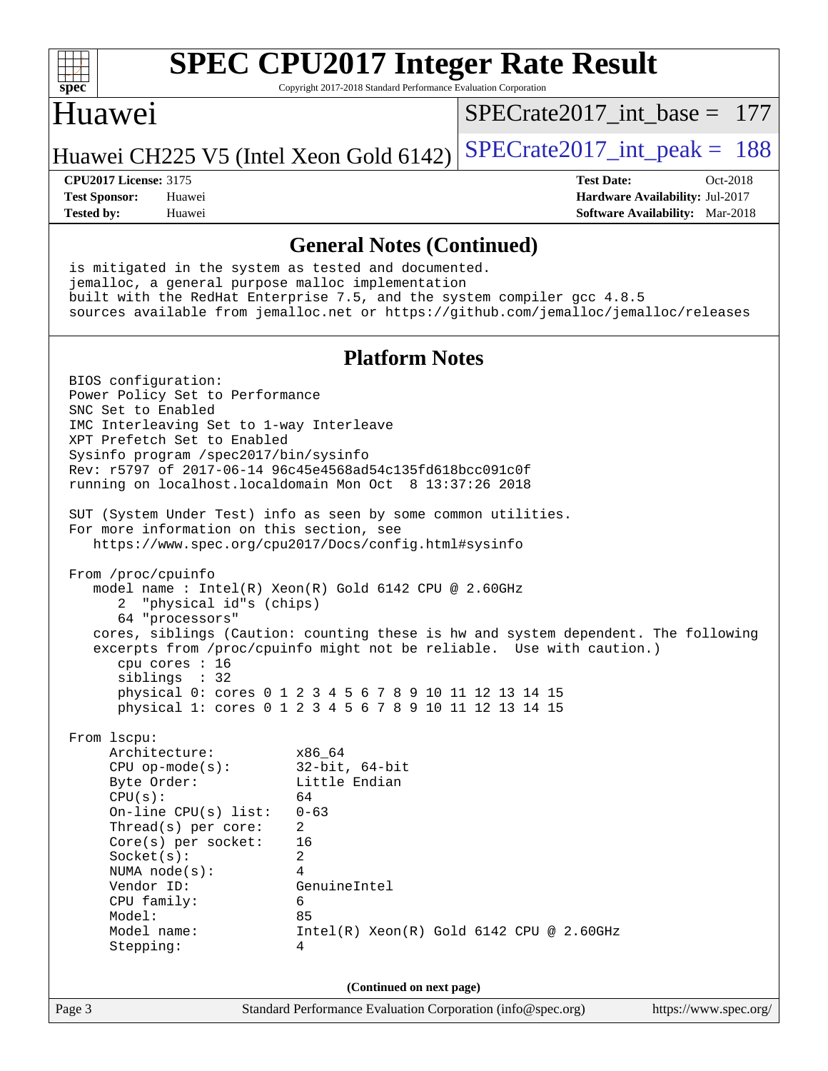## General Notes (Continued)

```
is mitigated in the system as tested and documented.
jemalloc, a general purpose malloc implementation
built with the RedHat Enterprise 7.5, and the system compiler gcc 4.8.5
sources available from jemalloc.net or https://github.com/jemalloc/jemalloc/releases
```

## Platform Notes

```
BIOS configuration:
Power Policy Set to Performance
SNC Set to Enabled
IMC Interleaving Set to 1-way Interleave
XPT Prefetch Set to Enabled
Sysinfo program /spec2017/bin/sysinfo
Rev: r5797 of 2017-06-14 96c45e4568ad54c135fd618bcc091c0f
running on localhost.localdomain Mon Oct  8 13:37:26 2018

SUT (System Under Test) info as seen by some common utilities.
For more information on this section, see
   https://www.spec.org/cpu2017/Docs/config.html#sysinfo

From /proc/cpuinfo
   model name : Intel(R) Xeon(R) Gold 6142 CPU @ 2.60GHz
      2  "physical id"s (chips)
      64 "processors"
   cores, siblings (Caution: counting these is hw and system dependent. The following
   excerpts from /proc/cpuinfo might not be reliable.  Use with caution.)
      cpu cores : 16
      siblings  : 32
      physical 0: cores 0 1 2 3 4 5 6 7 8 9 10 11 12 13 14 15
      physical 1: cores 0 1 2 3 4 5 6 7 8 9 10 11 12 13 14 15

From lscpu:
     Architecture:          x86_64
     CPU op-mode(s):        32-bit, 64-bit
     Byte Order:            Little Endian
     CPU(s):                64
     On-line CPU(s) list:   0-63
     Thread(s) per core:    2
     Core(s) per socket:    16
     Socket(s):             2
     NUMA node(s):          4
     Vendor ID:             GenuineIntel
     CPU family:            6
     Model:                 85
     Model name:            Intel(R) Xeon(R) Gold 6142 CPU @ 2.60GHz
     Stepping:              4
```

(Continued on next page)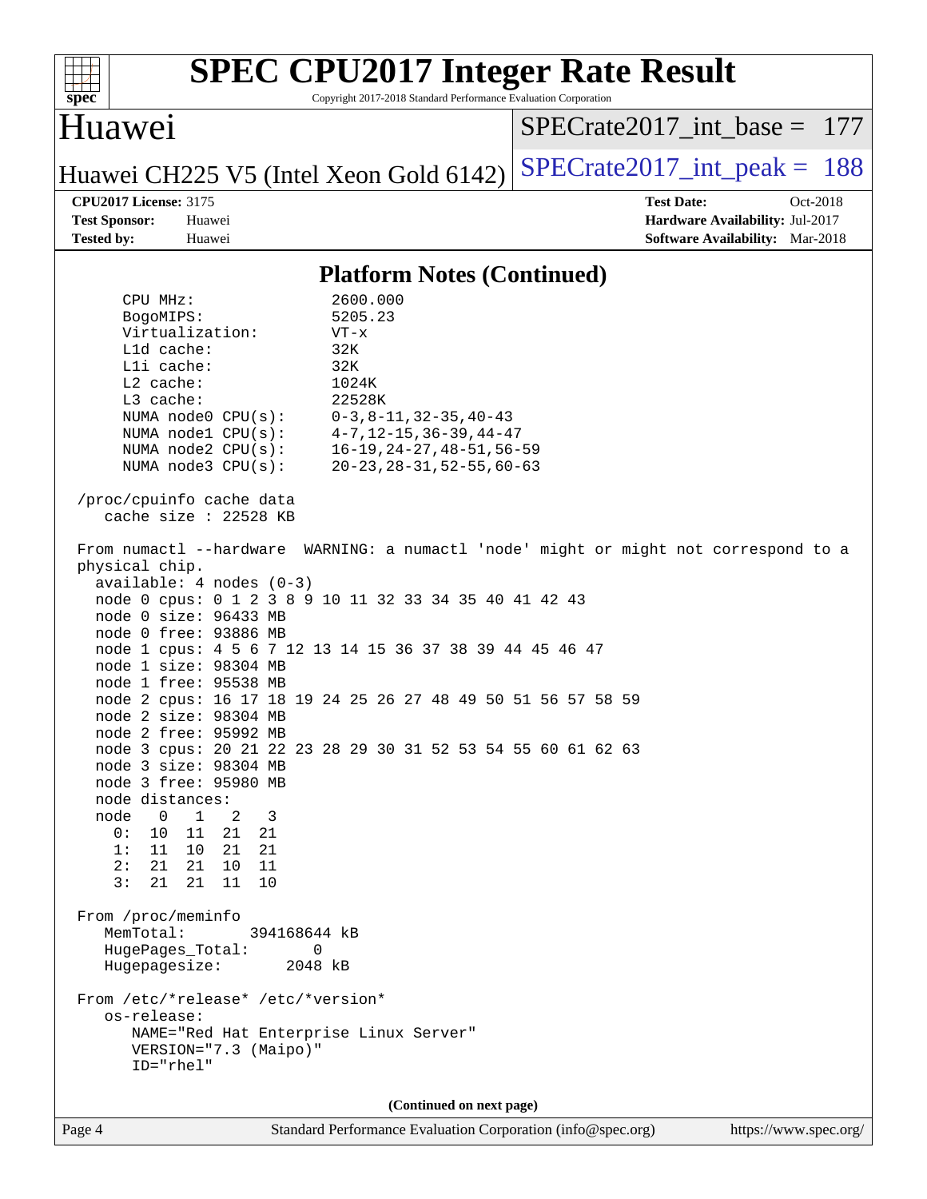# SPEC CPU2017 Integer Rate Result

Copyright 2017-2018 Standard Performance Evaluation Corporation

## Huawei

Huawei CH225 V5 (Intel Xeon Gold 6142)

SPECrate2017_int_base = 177

SPECrate2017_int_peak = 188

**CPU2017 License:** 3175
**Test Sponsor:** Huawei
**Tested by:** Huawei

**Test Date:** Oct-2018
**Hardware Availability:** Jul-2017
**Software Availability:** Mar-2018

### Platform Notes (Continued)

```
     CPU MHz:               2600.000
     BogoMIPS:              5205.23
     Virtualization:        VT-x
     L1d cache:             32K
     L1i cache:             32K
     L2 cache:              1024K
     L3 cache:              22528K
     NUMA node0 CPU(s):     0-3,8-11,32-35,40-43
     NUMA node1 CPU(s):     4-7,12-15,36-39,44-47
     NUMA node2 CPU(s):     16-19,24-27,48-51,56-59
     NUMA node3 CPU(s):     20-23,28-31,52-55,60-63

 /proc/cpuinfo cache data
    cache size : 22528 KB

 From numactl --hardware  WARNING: a numactl 'node' might or might not correspond to a
 physical chip.
   available: 4 nodes (0-3)
   node 0 cpus: 0 1 2 3 8 9 10 11 32 33 34 35 40 41 42 43
   node 0 size: 96433 MB
   node 0 free: 93886 MB
   node 1 cpus: 4 5 6 7 12 13 14 15 36 37 38 39 44 45 46 47
   node 1 size: 98304 MB
   node 1 free: 95538 MB
   node 2 cpus: 16 17 18 19 24 25 26 27 48 49 50 51 56 57 58 59
   node 2 size: 98304 MB
   node 2 free: 95992 MB
   node 3 cpus: 20 21 22 23 28 29 30 31 52 53 54 55 60 61 62 63
   node 3 size: 98304 MB
   node 3 free: 95980 MB
   node distances:
   node   0   1   2   3
     0:  10  11  21  21
     1:  11  10  21  21
     2:  21  21  10  11
     3:  21  21  11  10

 From /proc/meminfo
    MemTotal:       394168644 kB
    HugePages_Total:       0
    Hugepagesize:       2048 kB

 From /etc/*release* /etc/*version*
    os-release:
       NAME="Red Hat Enterprise Linux Server"
       VERSION="7.3 (Maipo)"
       ID="rhel"
```

(Continued on next page)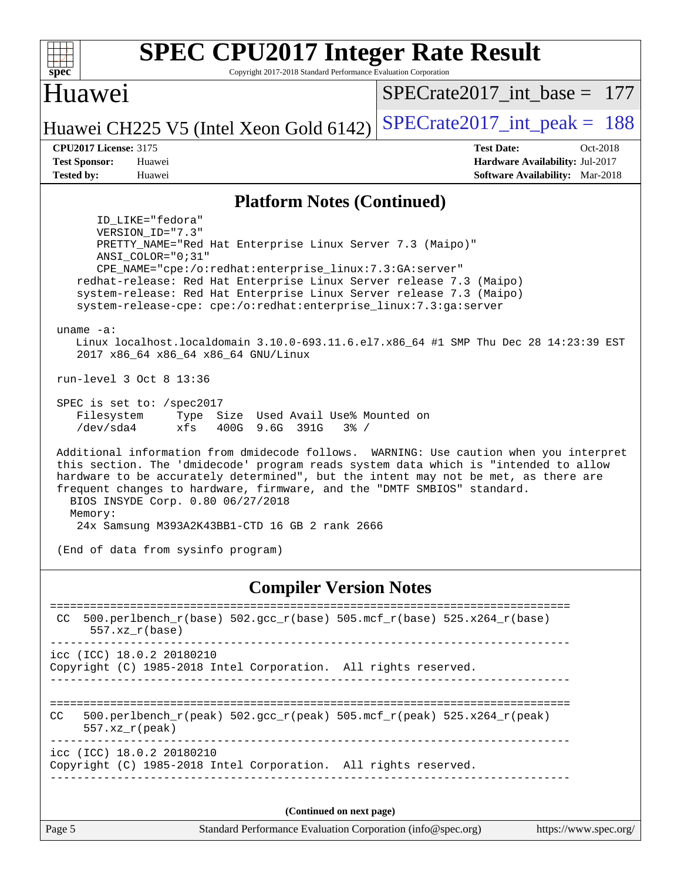## Platform Notes (Continued)

```
       ID_LIKE="fedora"
       VERSION_ID="7.3"
       PRETTY_NAME="Red Hat Enterprise Linux Server 7.3 (Maipo)"
       ANSI_COLOR="0;31"
       CPE_NAME="cpe:/o:redhat:enterprise_linux:7.3:GA:server"
    redhat-release: Red Hat Enterprise Linux Server release 7.3 (Maipo)
    system-release: Red Hat Enterprise Linux Server release 7.3 (Maipo)
    system-release-cpe: cpe:/o:redhat:enterprise_linux:7.3:ga:server

 uname -a:
    Linux localhost.localdomain 3.10.0-693.11.6.el7.x86_64 #1 SMP Thu Dec 28 14:23:39 EST
    2017 x86_64 x86_64 x86_64 GNU/Linux

 run-level 3 Oct 8 13:36

 SPEC is set to: /spec2017
    Filesystem     Type  Size  Used Avail Use% Mounted on
    /dev/sda4      xfs   400G  9.6G  391G   3% /

 Additional information from dmidecode follows.  WARNING: Use caution when you interpret
 this section. The 'dmidecode' program reads system data which is "intended to allow
 hardware to be accurately determined", but the intent may not be met, as there are
 frequent changes to hardware, firmware, and the "DMTF SMBIOS" standard.
   BIOS INSYDE Corp. 0.80 06/27/2018
   Memory:
    24x Samsung M393A2K43BB1-CTD 16 GB 2 rank 2666

 (End of data from sysinfo program)
```

## Compiler Version Notes

```
==============================================================================
 CC  500.perlbench_r(base) 502.gcc_r(base) 505.mcf_r(base) 525.x264_r(base)
      557.xz_r(base)
------------------------------------------------------------------------------
icc (ICC) 18.0.2 20180210
Copyright (C) 1985-2018 Intel Corporation.  All rights reserved.
------------------------------------------------------------------------------

==============================================================================
CC   500.perlbench_r(peak) 502.gcc_r(peak) 505.mcf_r(peak) 525.x264_r(peak)
     557.xz_r(peak)
------------------------------------------------------------------------------
icc (ICC) 18.0.2 20180210
Copyright (C) 1985-2018 Intel Corporation.  All rights reserved.
------------------------------------------------------------------------------
```

(Continued on next page)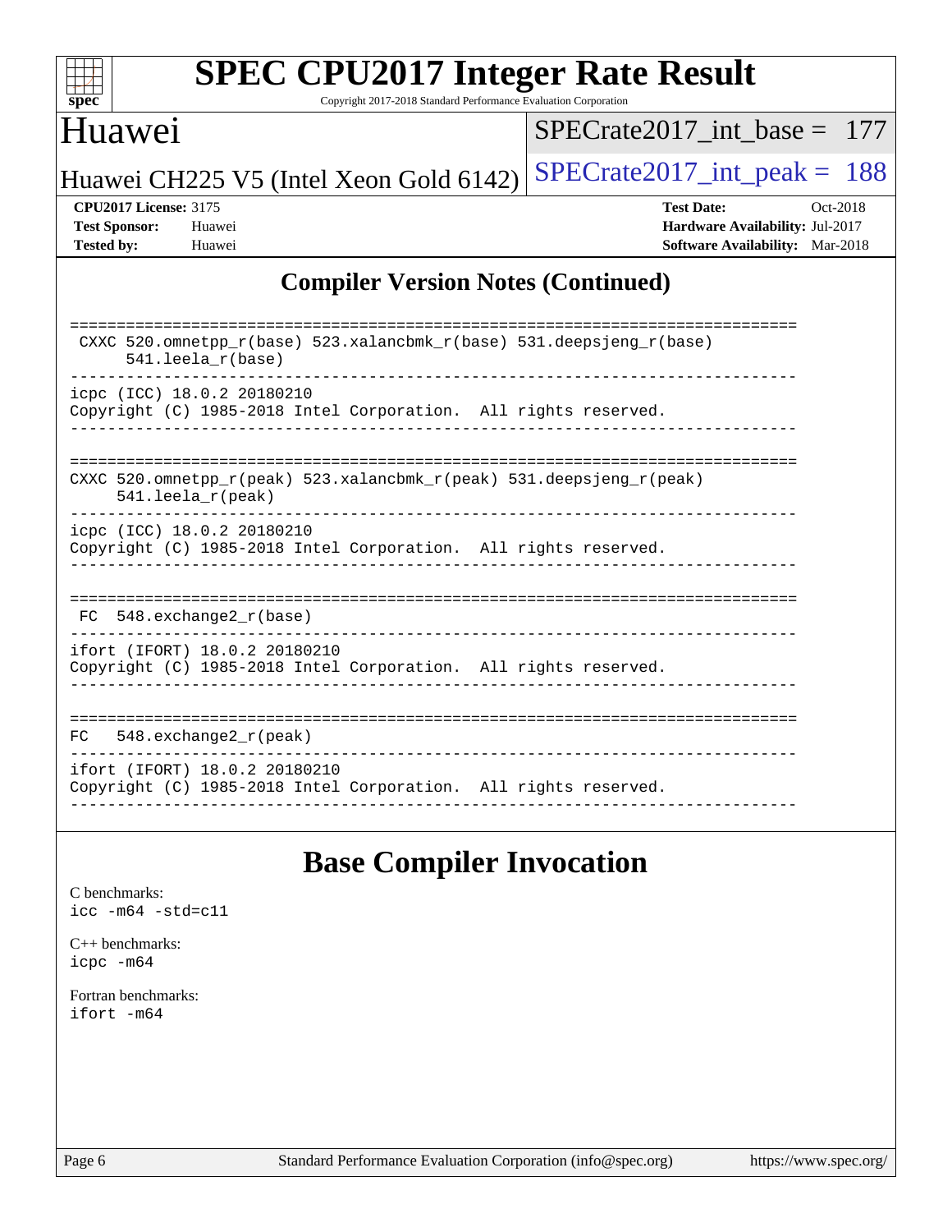# SPEC CPU2017 Integer Rate Result

Copyright 2017-2018 Standard Performance Evaluation Corporation

## Huawei

Huawei CH225 V5 (Intel Xeon Gold 6142)

SPECrate2017_int_base = 177

SPECrate2017_int_peak = 188

**CPU2017 License:** 3175
**Test Sponsor:** Huawei
**Tested by:** Huawei

**Test Date:** Oct-2018
**Hardware Availability:** Jul-2017
**Software Availability:** Mar-2018

## Compiler Version Notes (Continued)

```
==============================================================================
 CXXC 520.omnetpp_r(base) 523.xalancbmk_r(base) 531.deepsjeng_r(base)
      541.leela_r(base)
------------------------------------------------------------------------------
icpc (ICC) 18.0.2 20180210
Copyright (C) 1985-2018 Intel Corporation.  All rights reserved.
------------------------------------------------------------------------------

==============================================================================
CXXC 520.omnetpp_r(peak) 523.xalancbmk_r(peak) 531.deepsjeng_r(peak)
     541.leela_r(peak)
------------------------------------------------------------------------------
icpc (ICC) 18.0.2 20180210
Copyright (C) 1985-2018 Intel Corporation.  All rights reserved.
------------------------------------------------------------------------------

==============================================================================
 FC  548.exchange2_r(base)
------------------------------------------------------------------------------
ifort (IFORT) 18.0.2 20180210
Copyright (C) 1985-2018 Intel Corporation.  All rights reserved.
------------------------------------------------------------------------------

==============================================================================
FC   548.exchange2_r(peak)
------------------------------------------------------------------------------
ifort (IFORT) 18.0.2 20180210
Copyright (C) 1985-2018 Intel Corporation.  All rights reserved.
------------------------------------------------------------------------------
```

## Base Compiler Invocation

C benchmarks:
icc -m64 -std=c11

C++ benchmarks:
icpc -m64

Fortran benchmarks:
ifort -m64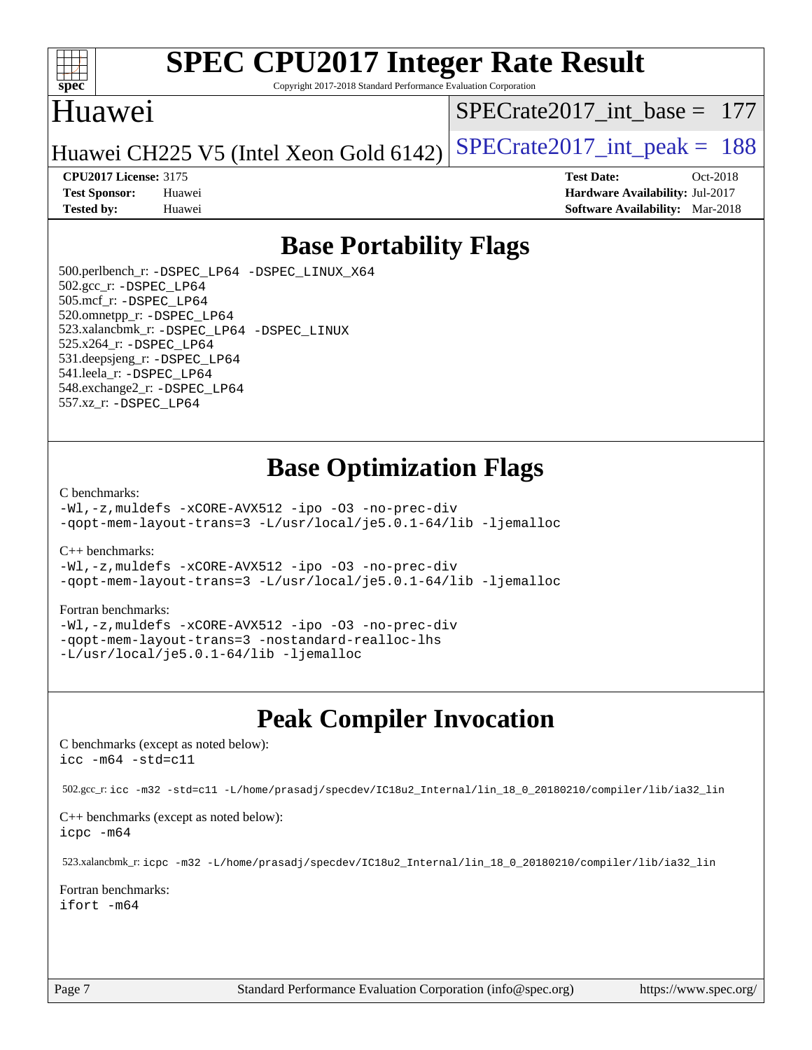# SPEC CPU2017 Integer Rate Result

Copyright 2017-2018 Standard Performance Evaluation Corporation

## Huawei

Huawei CH225 V5 (Intel Xeon Gold 6142)

SPECrate2017_int_base = 177

SPECrate2017_int_peak = 188

**CPU2017 License:** 3175
**Test Sponsor:** Huawei
**Tested by:** Huawei

**Test Date:** Oct-2018
**Hardware Availability:** Jul-2017
**Software Availability:** Mar-2018

## Base Portability Flags

500.perlbench_r: `-DSPEC_LP64 -DSPEC_LINUX_X64`
502.gcc_r: `-DSPEC_LP64`
505.mcf_r: `-DSPEC_LP64`
520.omnetpp_r: `-DSPEC_LP64`
523.xalancbmk_r: `-DSPEC_LP64 -DSPEC_LINUX`
525.x264_r: `-DSPEC_LP64`
531.deepsjeng_r: `-DSPEC_LP64`
541.leela_r: `-DSPEC_LP64`
548.exchange2_r: `-DSPEC_LP64`
557.xz_r: `-DSPEC_LP64`

## Base Optimization Flags

C benchmarks:

```
-Wl,-z,muldefs -xCORE-AVX512 -ipo -O3 -no-prec-div
-qopt-mem-layout-trans=3 -L/usr/local/je5.0.1-64/lib -ljemalloc
```

C++ benchmarks:

```
-Wl,-z,muldefs -xCORE-AVX512 -ipo -O3 -no-prec-div
-qopt-mem-layout-trans=3 -L/usr/local/je5.0.1-64/lib -ljemalloc
```

Fortran benchmarks:

```
-Wl,-z,muldefs -xCORE-AVX512 -ipo -O3 -no-prec-div
-qopt-mem-layout-trans=3 -nostandard-realloc-lhs
-L/usr/local/je5.0.1-64/lib -ljemalloc
```

## Peak Compiler Invocation

C benchmarks (except as noted below):

```
icc -m64 -std=c11
```

502.gcc_r: `icc -m32 -std=c11 -L/home/prasadj/specdev/IC18u2_Internal/lin_18_0_20180210/compiler/lib/ia32_lin`

C++ benchmarks (except as noted below):

```
icpc -m64
```

523.xalancbmk_r: `icpc -m32 -L/home/prasadj/specdev/IC18u2_Internal/lin_18_0_20180210/compiler/lib/ia32_lin`

Fortran benchmarks:

```
ifort -m64
```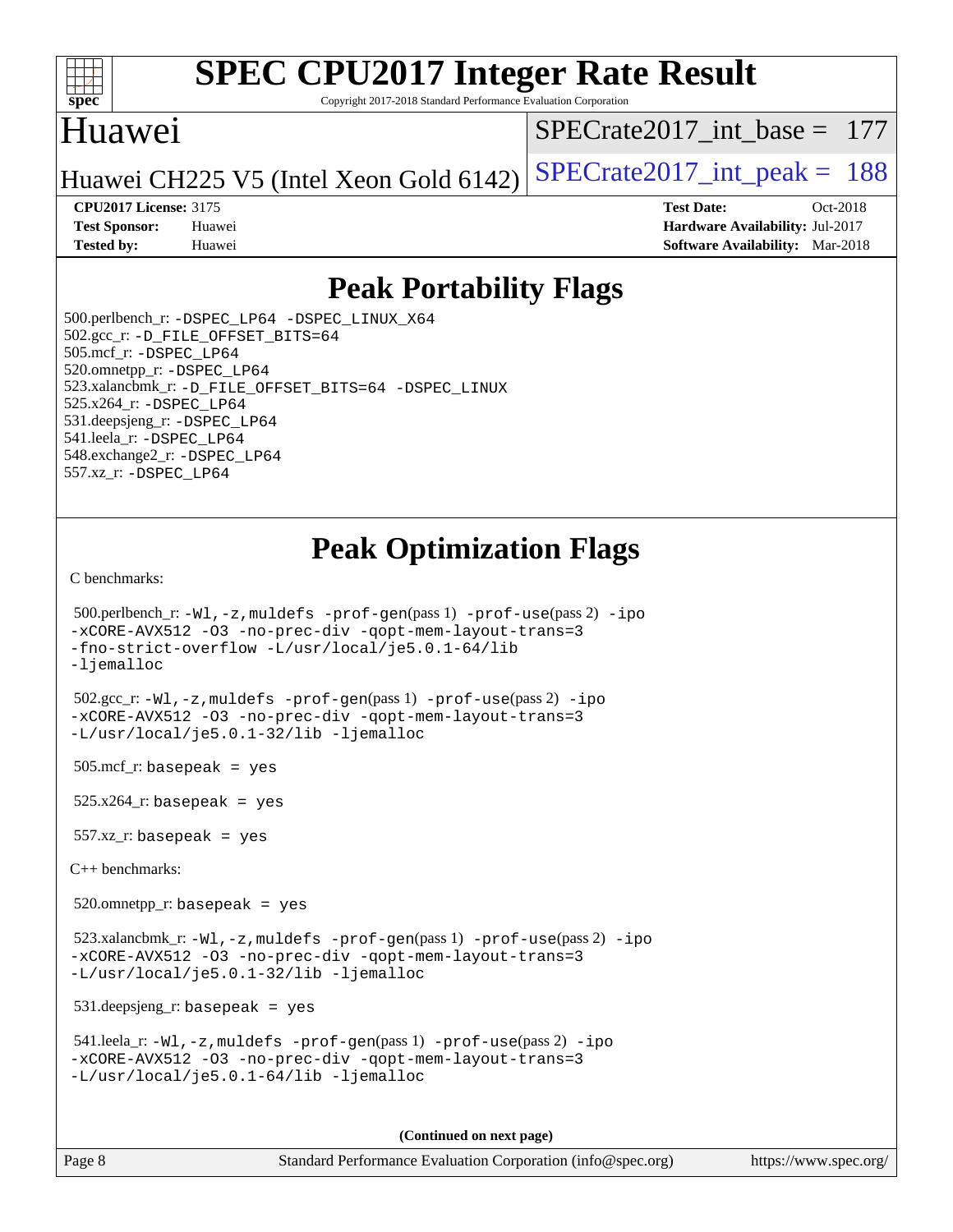# Peak Portability Flags

500.perlbench_r: -DSPEC_LP64 -DSPEC_LINUX_X64
502.gcc_r: -D_FILE_OFFSET_BITS=64
505.mcf_r: -DSPEC_LP64
520.omnetpp_r: -DSPEC_LP64
523.xalancbmk_r: -D_FILE_OFFSET_BITS=64 -DSPEC_LINUX
525.x264_r: -DSPEC_LP64
531.deepsjeng_r: -DSPEC_LP64
541.leela_r: -DSPEC_LP64
548.exchange2_r: -DSPEC_LP64
557.xz_r: -DSPEC_LP64

# Peak Optimization Flags

C benchmarks:

500.perlbench_r: -Wl,-z,muldefs -prof-gen(pass 1) -prof-use(pass 2) -ipo -xCORE-AVX512 -O3 -no-prec-div -qopt-mem-layout-trans=3 -fno-strict-overflow -L/usr/local/je5.0.1-64/lib -ljemalloc

502.gcc_r: -Wl,-z,muldefs -prof-gen(pass 1) -prof-use(pass 2) -ipo -xCORE-AVX512 -O3 -no-prec-div -qopt-mem-layout-trans=3 -L/usr/local/je5.0.1-32/lib -ljemalloc

505.mcf_r: basepeak = yes

525.x264_r: basepeak = yes

557.xz_r: basepeak = yes

C++ benchmarks:

520.omnetpp_r: basepeak = yes

523.xalancbmk_r: -Wl,-z,muldefs -prof-gen(pass 1) -prof-use(pass 2) -ipo -xCORE-AVX512 -O3 -no-prec-div -qopt-mem-layout-trans=3 -L/usr/local/je5.0.1-32/lib -ljemalloc

531.deepsjeng_r: basepeak = yes

541.leela_r: -Wl,-z,muldefs -prof-gen(pass 1) -prof-use(pass 2) -ipo -xCORE-AVX512 -O3 -no-prec-div -qopt-mem-layout-trans=3 -L/usr/local/je5.0.1-64/lib -ljemalloc

(Continued on next page)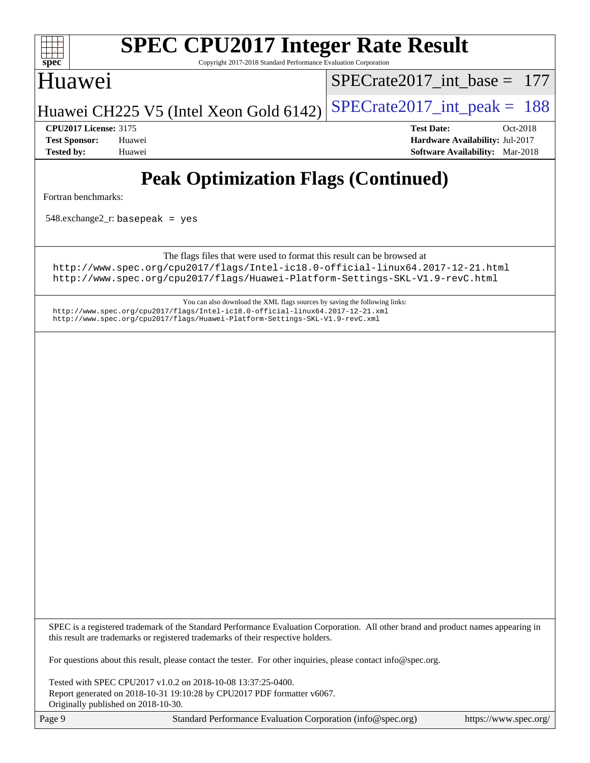# Peak Optimization Flags (Continued)

Fortran benchmarks:

548.exchange2_r: `basepeak = yes`

The flags files that were used to format this result can be browsed at
http://www.spec.org/cpu2017/flags/Intel-ic18.0-official-linux64.2017-12-21.html
http://www.spec.org/cpu2017/flags/Huawei-Platform-Settings-SKL-V1.9-revC.html

You can also download the XML flags sources by saving the following links:
http://www.spec.org/cpu2017/flags/Intel-ic18.0-official-linux64.2017-12-21.xml
http://www.spec.org/cpu2017/flags/Huawei-Platform-Settings-SKL-V1.9-revC.xml

SPEC is a registered trademark of the Standard Performance Evaluation Corporation. All other brand and product names appearing in this result are trademarks or registered trademarks of their respective holders.

For questions about this result, please contact the tester. For other inquiries, please contact info@spec.org.

Tested with SPEC CPU2017 v1.0.2 on 2018-10-08 13:37:25-0400.
Report generated on 2018-10-31 19:10:28 by CPU2017 PDF formatter v6067.
Originally published on 2018-10-30.